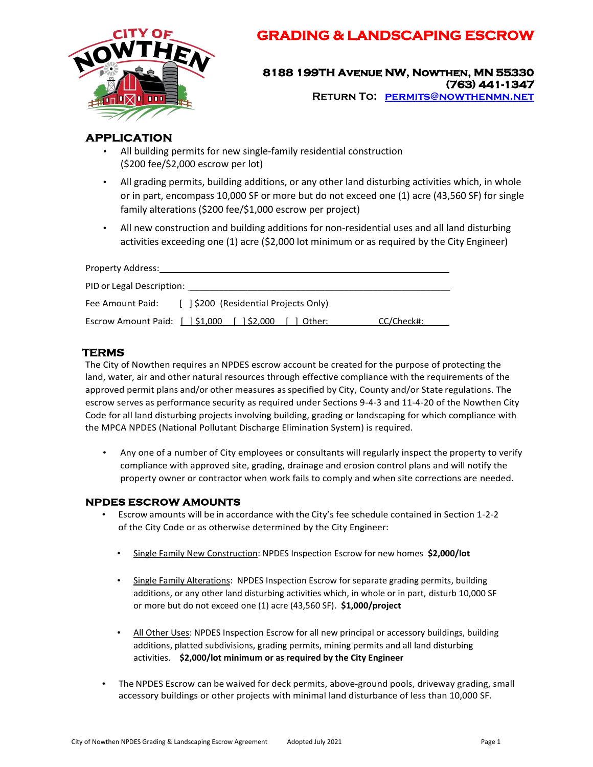# GRADING & LANDSCAPING ESCROW

**8188 199TH AVENUE NW, NOWTHEN, MN 55330**
**(763) 441-1347**
**RETURN TO: PERMITS@NOWTHENMN.NET**

## APPLICATION

- All building permits for new single-family residential construction ($200 fee/$2,000 escrow per lot)
- All grading permits, building additions, or any other land disturbing activities which, in whole or in part, encompass 10,000 SF or more but do not exceed one (1) acre (43,560 SF) for single family alterations ($200 fee/$1,000 escrow per project)
- All new construction and building additions for non-residential uses and all land disturbing activities exceeding one (1) acre ($2,000 lot minimum or as required by the City Engineer)

Property Address: ______________________________________________

PID or Legal Description: ______________________________________________

Fee Amount Paid: [ ] $200 (Residential Projects Only)

Escrow Amount Paid: [ ] $1,000 [ ] $2,000 [ ] Other: __________ CC/Check#: ______

## TERMS

The City of Nowthen requires an NPDES escrow account be created for the purpose of protecting the land, water, air and other natural resources through effective compliance with the requirements of the approved permit plans and/or other measures as specified by City, County and/or State regulations. The escrow serves as performance security as required under Sections 9-4-3 and 11-4-20 of the Nowthen City Code for all land disturbing projects involving building, grading or landscaping for which compliance with the MPCA NPDES (National Pollutant Discharge Elimination System) is required.

- Any one of a number of City employees or consultants will regularly inspect the property to verify compliance with approved site, grading, drainage and erosion control plans and will notify the property owner or contractor when work fails to comply and when site corrections are needed.

## NPDES ESCROW AMOUNTS

- Escrow amounts will be in accordance with the City's fee schedule contained in Section 1-2-2 of the City Code or as otherwise determined by the City Engineer:
  - Single Family New Construction: NPDES Inspection Escrow for new homes **$2,000/lot**
  - Single Family Alterations: NPDES Inspection Escrow for separate grading permits, building additions, or any other land disturbing activities which, in whole or in part, disturb 10,000 SF or more but do not exceed one (1) acre (43,560 SF). **$1,000/project**
  - All Other Uses: NPDES Inspection Escrow for all new principal or accessory buildings, building additions, platted subdivisions, grading permits, mining permits and all land disturbing activities. **$2,000/lot minimum or as required by the City Engineer**
- The NPDES Escrow can be waived for deck permits, above-ground pools, driveway grading, small accessory buildings or other projects with minimal land disturbance of less than 10,000 SF.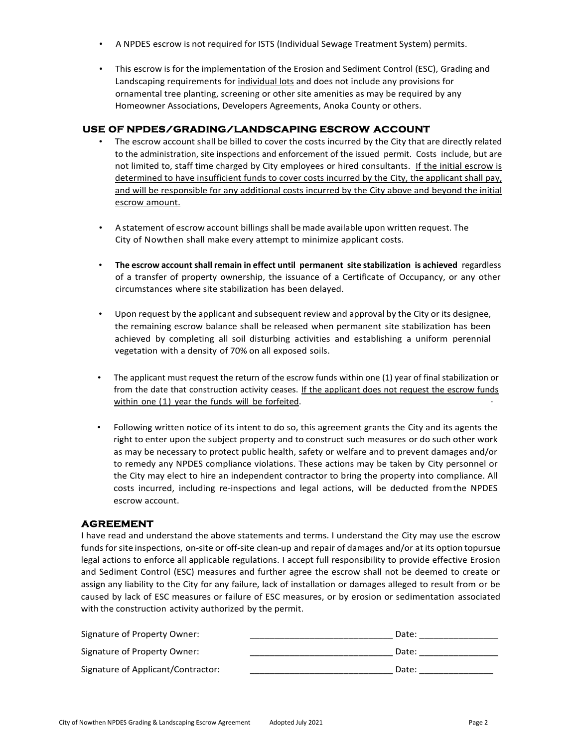- A NPDES escrow is not required for ISTS (Individual Sewage Treatment System) permits.
- This escrow is for the implementation of the Erosion and Sediment Control (ESC), Grading and Landscaping requirements for <u>individual lots</u> and does not include any provisions for ornamental tree planting, screening or other site amenities as may be required by any Homeowner Associations, Developers Agreements, Anoka County or others.

## USE OF NPDES/GRADING/LANDSCAPING ESCROW ACCOUNT

- The escrow account shall be billed to cover the costs incurred by the City that are directly related to the administration, site inspections and enforcement of the issued permit. Costs include, but are not limited to, staff time charged by City employees or hired consultants. <u>If the initial escrow is determined to have insufficient funds to cover costs incurred by the City, the applicant shall pay, and will be responsible for any additional costs incurred by the City above and beyond the initial escrow amount.</u>
- A statement of escrow account billings shall be made available upon written request. The City of Nowthen shall make every attempt to minimize applicant costs.
- **The escrow account shall remain in effect until permanent site stabilization is achieved** regardless of a transfer of property ownership, the issuance of a Certificate of Occupancy, or any other circumstances where site stabilization has been delayed.
- Upon request by the applicant and subsequent review and approval by the City or its designee, the remaining escrow balance shall be released when permanent site stabilization has been achieved by completing all soil disturbing activities and establishing a uniform perennial vegetation with a density of 70% on all exposed soils.
- The applicant must request the return of the escrow funds within one (1) year of final stabilization or from the date that construction activity ceases. <u>If the applicant does not request the escrow funds within one (1) year the funds will be forfeited</u>.
- Following written notice of its intent to do so, this agreement grants the City and its agents the right to enter upon the subject property and to construct such measures or do such other work as may be necessary to protect public health, safety or welfare and to prevent damages and/or to remedy any NPDES compliance violations. These actions may be taken by City personnel or the City may elect to hire an independent contractor to bring the property into compliance. All costs incurred, including re-inspections and legal actions, will be deducted from the NPDES escrow account.

## AGREEMENT

I have read and understand the above statements and terms. I understand the City may use the escrow funds for site inspections, on-site or off-site clean-up and repair of damages and/or at its option to pursue legal actions to enforce all applicable regulations. I accept full responsibility to provide effective Erosion and Sediment Control (ESC) measures and further agree the escrow shall not be deemed to create or assign any liability to the City for any failure, lack of installation or damages alleged to result from or be caused by lack of ESC measures or failure of ESC measures, or by erosion or sedimentation associated with the construction activity authorized by the permit.

Signature of Property Owner: ______________________________ Date: ________________

Signature of Property Owner: ______________________________ Date: ________________

Signature of Applicant/Contractor: ______________________________ Date: ________________